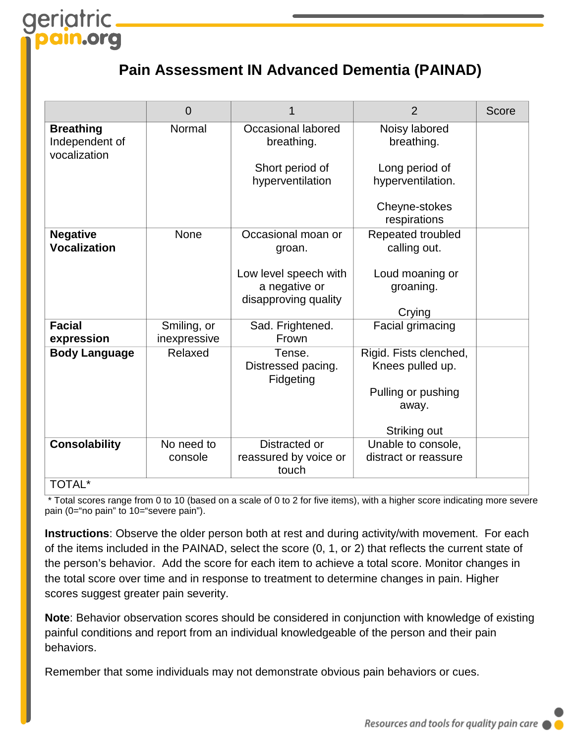# Pain Assessment IN Advanced Dementia (PAINAD)

| | 0 | 1 | 2 | Score |
|---|---|---|---|---|
| **Breathing** Independent of vocalization | Normal | Occasional labored breathing. Short period of hyperventilation | Noisy labored breathing. Long period of hyperventilation. Cheyne-stokes respirations | |
| **Negative Vocalization** | None | Occasional moan or groan. Low level speech with a negative or disapproving quality | Repeated troubled calling out. Loud moaning or groaning. Crying | |
| **Facial expression** | Smiling, or inexpressive | Sad. Frightened. Frown | Facial grimacing | |
| **Body Language** | Relaxed | Tense. Distressed pacing. Fidgeting | Rigid. Fists clenched, Knees pulled up. Pulling or pushing away. Striking out | |
| **Consolability** | No need to console | Distracted or reassured by voice or touch | Unable to console, distract or reassure | |
| TOTAL* | | | | |

\* Total scores range from 0 to 10 (based on a scale of 0 to 2 for five items), with a higher score indicating more severe pain (0="no pain" to 10="severe pain").

**Instructions**: Observe the older person both at rest and during activity/with movement. For each of the items included in the PAINAD, select the score (0, 1, or 2) that reflects the current state of the person's behavior. Add the score for each item to achieve a total score. Monitor changes in the total score over time and in response to treatment to determine changes in pain. Higher scores suggest greater pain severity.

**Note**: Behavior observation scores should be considered in conjunction with knowledge of existing painful conditions and report from an individual knowledgeable of the person and their pain behaviors.

Remember that some individuals may not demonstrate obvious pain behaviors or cues.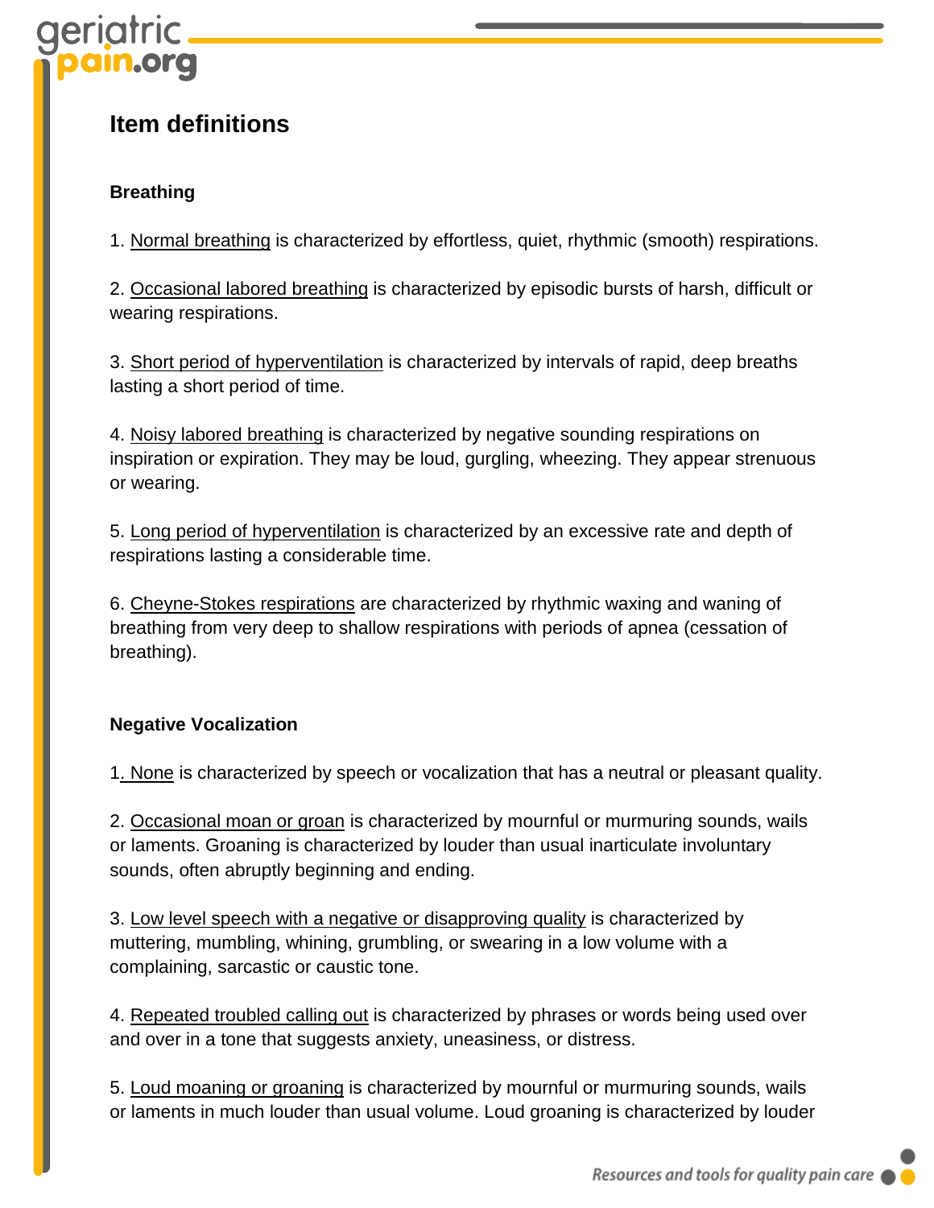## Item definitions

### Breathing

1. Normal breathing is characterized by effortless, quiet, rhythmic (smooth) respirations.

2. Occasional labored breathing is characterized by episodic bursts of harsh, difficult or wearing respirations.

3. Short period of hyperventilation is characterized by intervals of rapid, deep breaths lasting a short period of time.

4. Noisy labored breathing is characterized by negative sounding respirations on inspiration or expiration. They may be loud, gurgling, wheezing. They appear strenuous or wearing.

5. Long period of hyperventilation is characterized by an excessive rate and depth of respirations lasting a considerable time.

6. Cheyne-Stokes respirations are characterized by rhythmic waxing and waning of breathing from very deep to shallow respirations with periods of apnea (cessation of breathing).

### Negative Vocalization

1. None is characterized by speech or vocalization that has a neutral or pleasant quality.

2. Occasional moan or groan is characterized by mournful or murmuring sounds, wails or laments. Groaning is characterized by louder than usual inarticulate involuntary sounds, often abruptly beginning and ending.

3. Low level speech with a negative or disapproving quality is characterized by muttering, mumbling, whining, grumbling, or swearing in a low volume with a complaining, sarcastic or caustic tone.

4. Repeated troubled calling out is characterized by phrases or words being used over and over in a tone that suggests anxiety, uneasiness, or distress.

5. Loud moaning or groaning is characterized by mournful or murmuring sounds, wails or laments in much louder than usual volume. Loud groaning is characterized by louder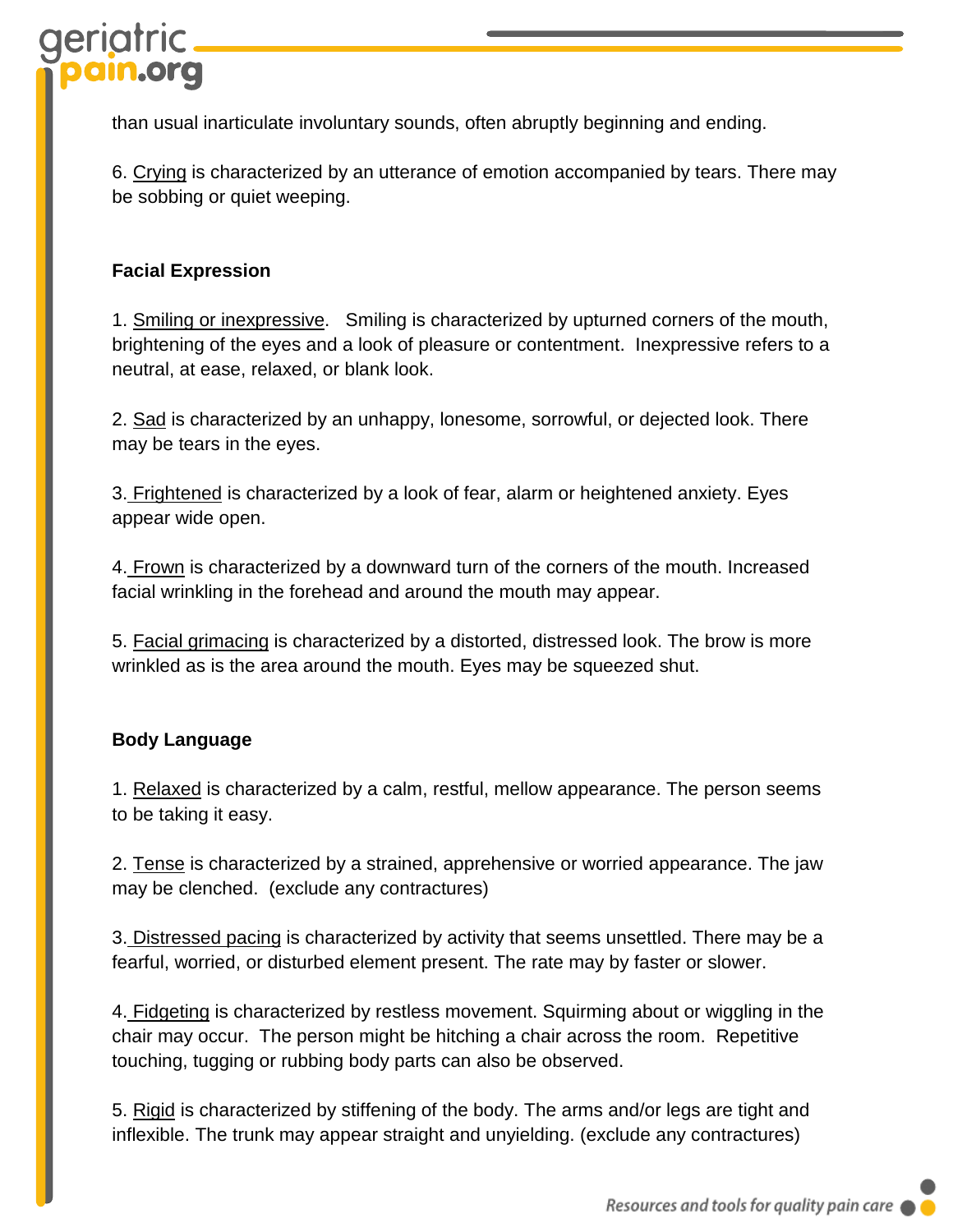than usual inarticulate involuntary sounds, often abruptly beginning and ending.

6. Crying is characterized by an utterance of emotion accompanied by tears. There may be sobbing or quiet weeping.

**Facial Expression**

1. Smiling or inexpressive. Smiling is characterized by upturned corners of the mouth, brightening of the eyes and a look of pleasure or contentment. Inexpressive refers to a neutral, at ease, relaxed, or blank look.

2. Sad is characterized by an unhappy, lonesome, sorrowful, or dejected look. There may be tears in the eyes.

3. Frightened is characterized by a look of fear, alarm or heightened anxiety. Eyes appear wide open.

4. Frown is characterized by a downward turn of the corners of the mouth. Increased facial wrinkling in the forehead and around the mouth may appear.

5. Facial grimacing is characterized by a distorted, distressed look. The brow is more wrinkled as is the area around the mouth. Eyes may be squeezed shut.

**Body Language**

1. Relaxed is characterized by a calm, restful, mellow appearance. The person seems to be taking it easy.

2. Tense is characterized by a strained, apprehensive or worried appearance. The jaw may be clenched. (exclude any contractures)

3. Distressed pacing is characterized by activity that seems unsettled. There may be a fearful, worried, or disturbed element present. The rate may by faster or slower.

4. Fidgeting is characterized by restless movement. Squirming about or wiggling in the chair may occur. The person might be hitching a chair across the room. Repetitive touching, tugging or rubbing body parts can also be observed.

5. Rigid is characterized by stiffening of the body. The arms and/or legs are tight and inflexible. The trunk may appear straight and unyielding. (exclude any contractures)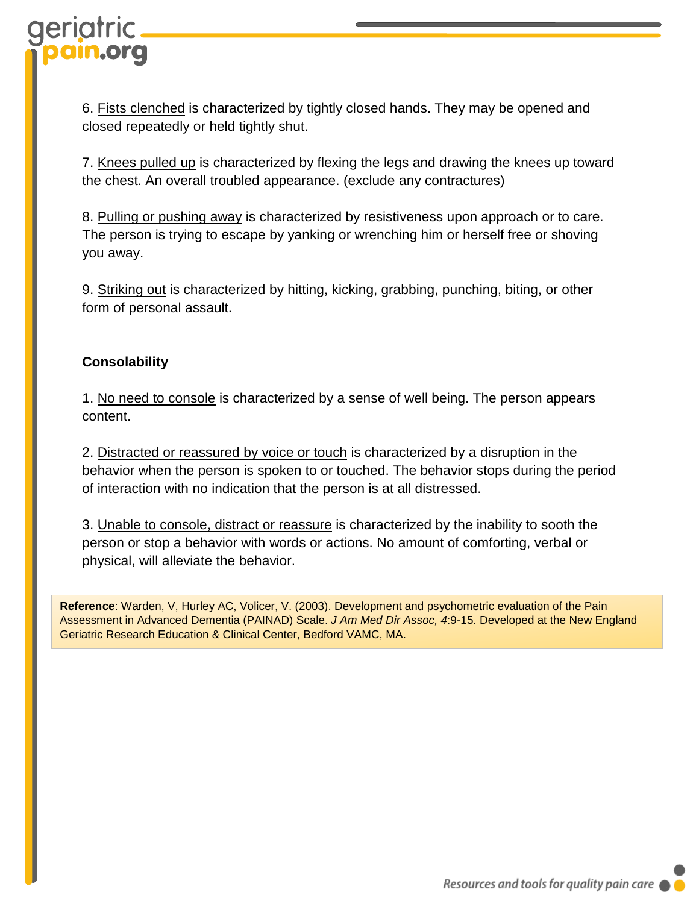6. Fists clenched is characterized by tightly closed hands. They may be opened and closed repeatedly or held tightly shut.

7. Knees pulled up is characterized by flexing the legs and drawing the knees up toward the chest. An overall troubled appearance. (exclude any contractures)

8. Pulling or pushing away is characterized by resistiveness upon approach or to care. The person is trying to escape by yanking or wrenching him or herself free or shoving you away.

9. Striking out is characterized by hitting, kicking, grabbing, punching, biting, or other form of personal assault.

**Consolability**

1. No need to console is characterized by a sense of well being. The person appears content.

2. Distracted or reassured by voice or touch is characterized by a disruption in the behavior when the person is spoken to or touched. The behavior stops during the period of interaction with no indication that the person is at all distressed.

3. Unable to console, distract or reassure is characterized by the inability to sooth the person or stop a behavior with words or actions. No amount of comforting, verbal or physical, will alleviate the behavior.

**Reference**: Warden, V, Hurley AC, Volicer, V. (2003). Development and psychometric evaluation of the Pain Assessment in Advanced Dementia (PAINAD) Scale. *J Am Med Dir Assoc, 4*:9-15. Developed at the New England Geriatric Research Education & Clinical Center, Bedford VAMC, MA.